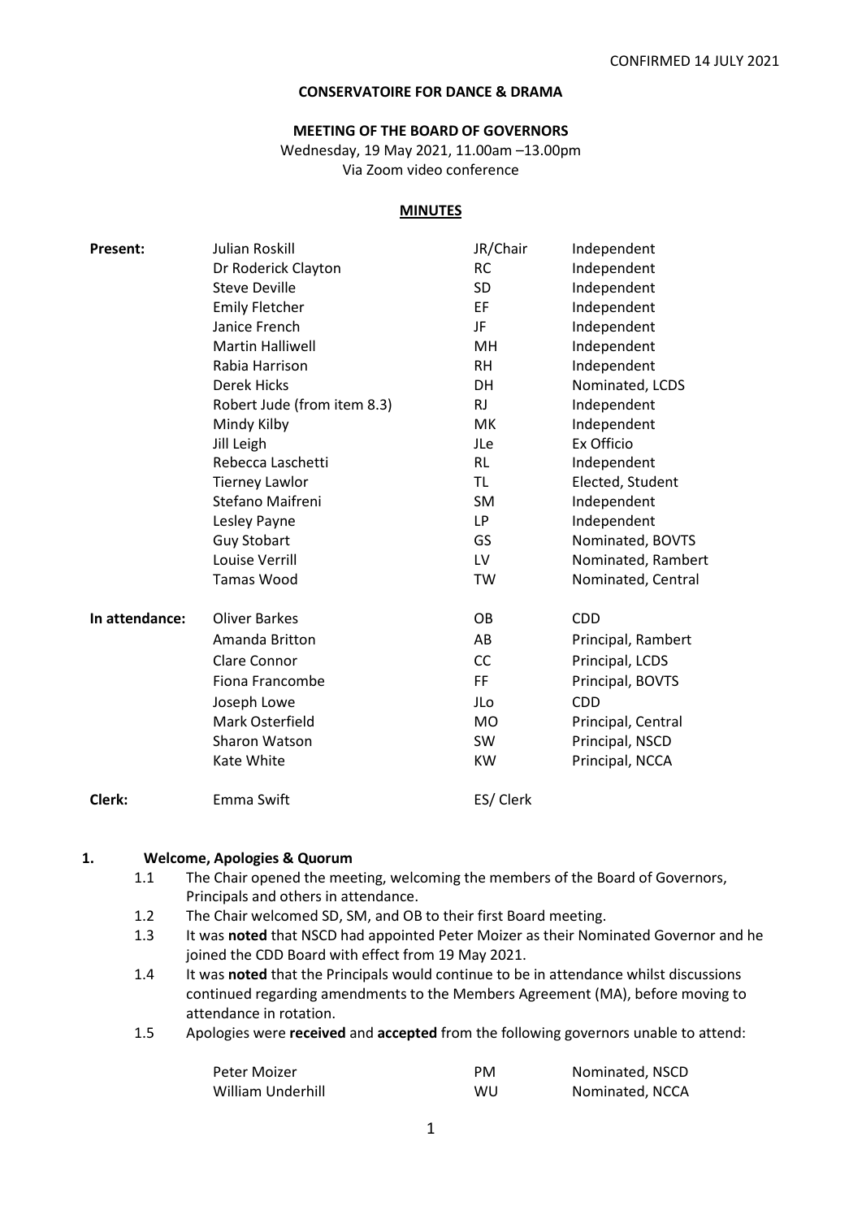CONFIRMED 14 JULY 2021

**CONSERVATOIRE FOR DANCE & DRAMA**

**MEETING OF THE BOARD OF GOVERNORS**

Wednesday, 19 May 2021, 11.00am –13.00pm

Via Zoom video conference

**MINUTES**

| | | | |
|---|---|---|---|
| **Present:** | Julian Roskill | JR/Chair | Independent |
| | Dr Roderick Clayton | RC | Independent |
| | Steve Deville | SD | Independent |
| | Emily Fletcher | EF | Independent |
| | Janice French | JF | Independent |
| | Martin Halliwell | MH | Independent |
| | Rabia Harrison | RH | Independent |
| | Derek Hicks | DH | Nominated, LCDS |
| | Robert Jude (from item 8.3) | RJ | Independent |
| | Mindy Kilby | MK | Independent |
| | Jill Leigh | JLe | Ex Officio |
| | Rebecca Laschetti | RL | Independent |
| | Tierney Lawlor | TL | Elected, Student |
| | Stefano Maifreni | SM | Independent |
| | Lesley Payne | LP | Independent |
| | Guy Stobart | GS | Nominated, BOVTS |
| | Louise Verrill | LV | Nominated, Rambert |
| | Tamas Wood | TW | Nominated, Central |
| **In attendance:** | Oliver Barkes | OB | CDD |
| | Amanda Britton | AB | Principal, Rambert |
| | Clare Connor | CC | Principal, LCDS |
| | Fiona Francombe | FF | Principal, BOVTS |
| | Joseph Lowe | JLo | CDD |
| | Mark Osterfield | MO | Principal, Central |
| | Sharon Watson | SW | Principal, NSCD |
| | Kate White | KW | Principal, NCCA |
| **Clerk:** | Emma Swift | ES/ Clerk | |

## 1. Welcome, Apologies & Quorum

1.1 The Chair opened the meeting, welcoming the members of the Board of Governors, Principals and others in attendance.

1.2 The Chair welcomed SD, SM, and OB to their first Board meeting.

1.3 It was **noted** that NSCD had appointed Peter Moizer as their Nominated Governor and he joined the CDD Board with effect from 19 May 2021.

1.4 It was **noted** that the Principals would continue to be in attendance whilst discussions continued regarding amendments to the Members Agreement (MA), before moving to attendance in rotation.

1.5 Apologies were **received** and **accepted** from the following governors unable to attend:

| | | |
|---|---|---|
| Peter Moizer | PM | Nominated, NSCD |
| William Underhill | WU | Nominated, NCCA |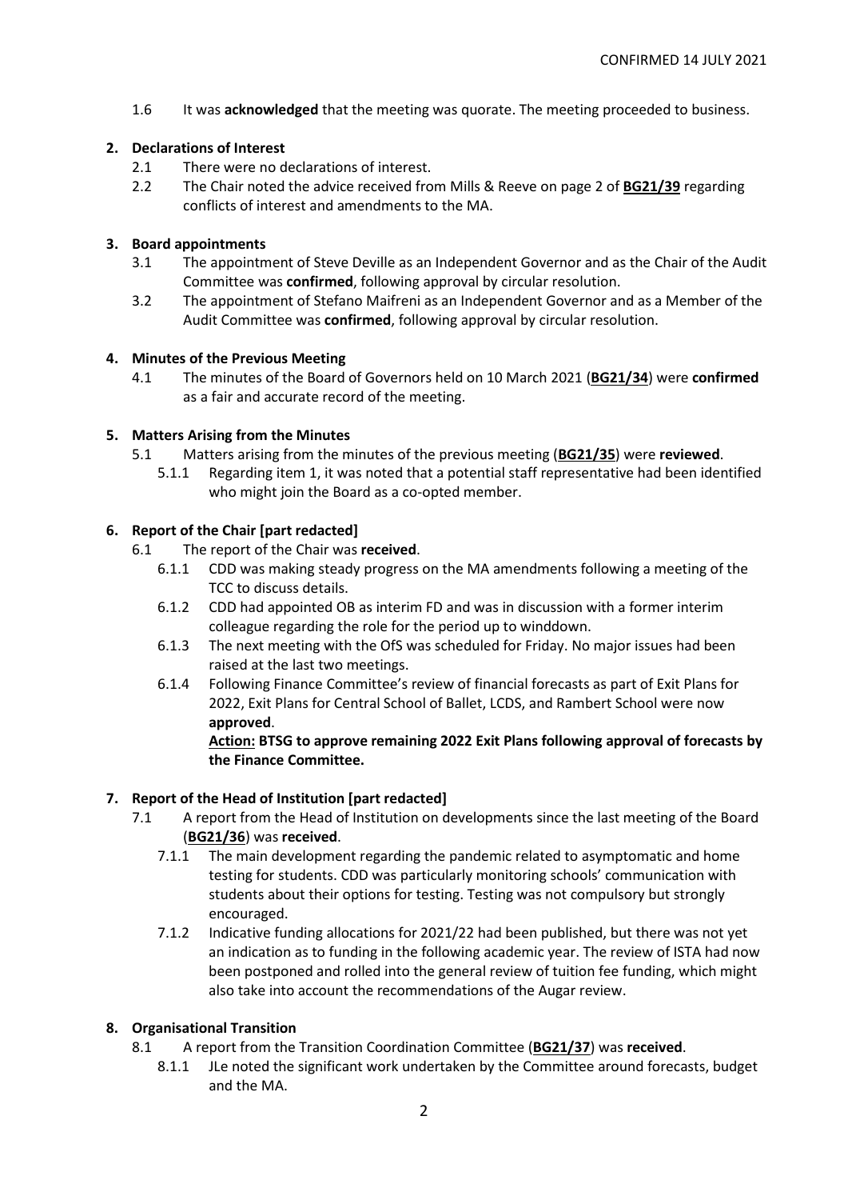CONFIRMED 14 JULY 2021

1.6 It was **acknowledged** that the meeting was quorate. The meeting proceeded to business.

## 2. Declarations of Interest

2.1 There were no declarations of interest.

2.2 The Chair noted the advice received from Mills & Reeve on page 2 of **BG21/39** regarding conflicts of interest and amendments to the MA.

## 3. Board appointments

3.1 The appointment of Steve Deville as an Independent Governor and as the Chair of the Audit Committee was **confirmed**, following approval by circular resolution.

3.2 The appointment of Stefano Maifreni as an Independent Governor and as a Member of the Audit Committee was **confirmed**, following approval by circular resolution.

## 4. Minutes of the Previous Meeting

4.1 The minutes of the Board of Governors held on 10 March 2021 (**BG21/34**) were **confirmed** as a fair and accurate record of the meeting.

## 5. Matters Arising from the Minutes

5.1 Matters arising from the minutes of the previous meeting (**BG21/35**) were **reviewed**.

5.1.1 Regarding item 1, it was noted that a potential staff representative had been identified who might join the Board as a co-opted member.

## 6. Report of the Chair [part redacted]

6.1 The report of the Chair was **received**.

6.1.1 CDD was making steady progress on the MA amendments following a meeting of the TCC to discuss details.

6.1.2 CDD had appointed OB as interim FD and was in discussion with a former interim colleague regarding the role for the period up to winddown.

6.1.3 The next meeting with the OfS was scheduled for Friday. No major issues had been raised at the last two meetings.

6.1.4 Following Finance Committee's review of financial forecasts as part of Exit Plans for 2022, Exit Plans for Central School of Ballet, LCDS, and Rambert School were now **approved**.

**Action: BTSG to approve remaining 2022 Exit Plans following approval of forecasts by the Finance Committee.**

## 7. Report of the Head of Institution [part redacted]

7.1 A report from the Head of Institution on developments since the last meeting of the Board (**BG21/36**) was **received**.

7.1.1 The main development regarding the pandemic related to asymptomatic and home testing for students. CDD was particularly monitoring schools' communication with students about their options for testing. Testing was not compulsory but strongly encouraged.

7.1.2 Indicative funding allocations for 2021/22 had been published, but there was not yet an indication as to funding in the following academic year. The review of ISTA had now been postponed and rolled into the general review of tuition fee funding, which might also take into account the recommendations of the Augar review.

## 8. Organisational Transition

8.1 A report from the Transition Coordination Committee (**BG21/37**) was **received**.

8.1.1 JLe noted the significant work undertaken by the Committee around forecasts, budget and the MA.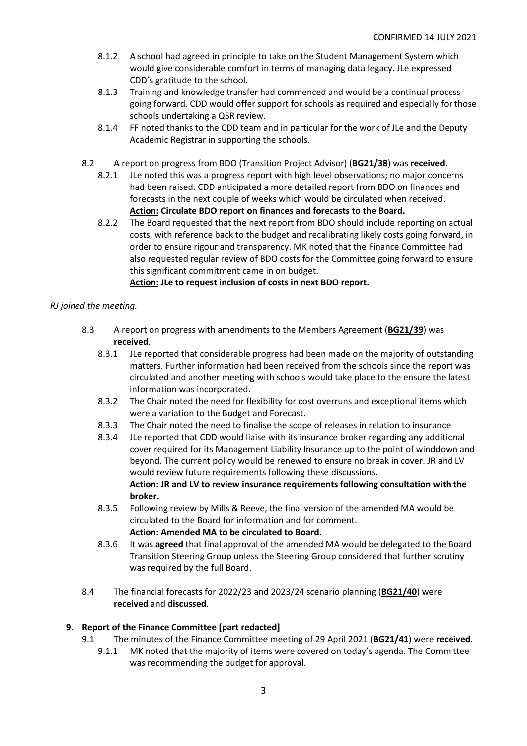8.1.2 A school had agreed in principle to take on the Student Management System which would give considerable comfort in terms of managing data legacy. JLe expressed CDD's gratitude to the school.

8.1.3 Training and knowledge transfer had commenced and would be a continual process going forward. CDD would offer support for schools as required and especially for those schools undertaking a QSR review.

8.1.4 FF noted thanks to the CDD team and in particular for the work of JLe and the Deputy Academic Registrar in supporting the schools.

8.2 A report on progress from BDO (Transition Project Advisor) (**BG21/38**) was **received**.

8.2.1 JLe noted this was a progress report with high level observations; no major concerns had been raised. CDD anticipated a more detailed report from BDO on finances and forecasts in the next couple of weeks which would be circulated when received.
**Action: Circulate BDO report on finances and forecasts to the Board.**

8.2.2 The Board requested that the next report from BDO should include reporting on actual costs, with reference back to the budget and recalibrating likely costs going forward, in order to ensure rigour and transparency. MK noted that the Finance Committee had also requested regular review of BDO costs for the Committee going forward to ensure this significant commitment came in on budget.
**Action: JLe to request inclusion of costs in next BDO report.**

*RJ joined the meeting.*

8.3 A report on progress with amendments to the Members Agreement (**BG21/39**) was **received**.

8.3.1 JLe reported that considerable progress had been made on the majority of outstanding matters. Further information had been received from the schools since the report was circulated and another meeting with schools would take place to the ensure the latest information was incorporated.

8.3.2 The Chair noted the need for flexibility for cost overruns and exceptional items which were a variation to the Budget and Forecast.

8.3.3 The Chair noted the need to finalise the scope of releases in relation to insurance.

8.3.4 JLe reported that CDD would liaise with its insurance broker regarding any additional cover required for its Management Liability Insurance up to the point of winddown and beyond. The current policy would be renewed to ensure no break in cover. JR and LV would review future requirements following these discussions.
**Action: JR and LV to review insurance requirements following consultation with the broker.**

8.3.5 Following review by Mills & Reeve, the final version of the amended MA would be circulated to the Board for information and for comment.
**Action: Amended MA to be circulated to Board.**

8.3.6 It was **agreed** that final approval of the amended MA would be delegated to the Board Transition Steering Group unless the Steering Group considered that further scrutiny was required by the full Board.

8.4 The financial forecasts for 2022/23 and 2023/24 scenario planning (**BG21/40**) were **received** and **discussed**.

## 9. Report of the Finance Committee [part redacted]

9.1 The minutes of the Finance Committee meeting of 29 April 2021 (**BG21/41**) were **received**.

9.1.1 MK noted that the majority of items were covered on today's agenda. The Committee was recommending the budget for approval.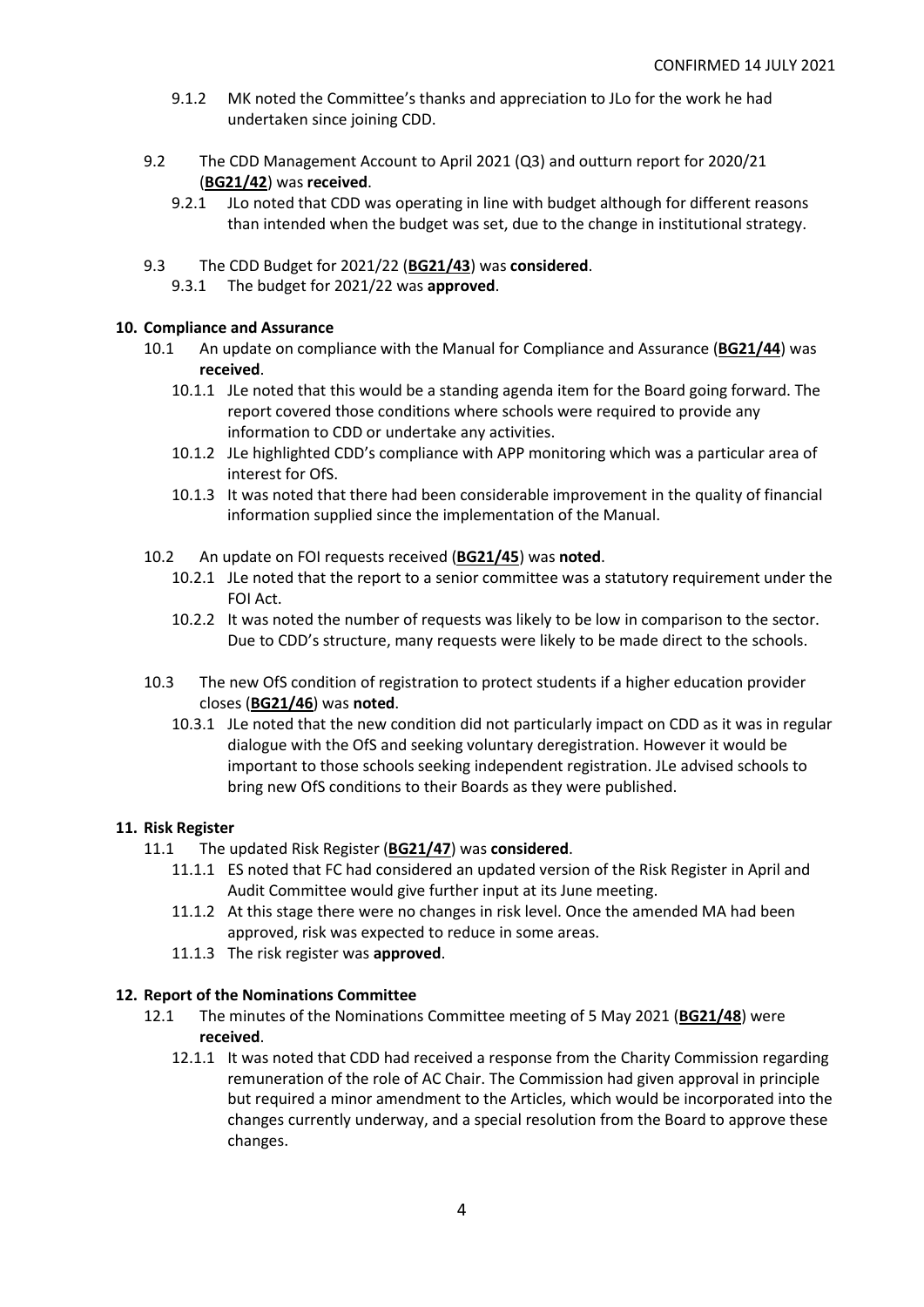- 9.1.2 MK noted the Committee's thanks and appreciation to JLo for the work he had undertaken since joining CDD.

9.2 The CDD Management Account to April 2021 (Q3) and outturn report for 2020/21 (**BG21/42**) was **received**.

- 9.2.1 JLo noted that CDD was operating in line with budget although for different reasons than intended when the budget was set, due to the change in institutional strategy.

9.3 The CDD Budget for 2021/22 (**BG21/43**) was **considered**.

- 9.3.1 The budget for 2021/22 was **approved**.

**10. Compliance and Assurance**

10.1 An update on compliance with the Manual for Compliance and Assurance (**BG21/44**) was **received**.

- 10.1.1 JLe noted that this would be a standing agenda item for the Board going forward. The report covered those conditions where schools were required to provide any information to CDD or undertake any activities.
- 10.1.2 JLe highlighted CDD's compliance with APP monitoring which was a particular area of interest for OfS.
- 10.1.3 It was noted that there had been considerable improvement in the quality of financial information supplied since the implementation of the Manual.

10.2 An update on FOI requests received (**BG21/45**) was **noted**.

- 10.2.1 JLe noted that the report to a senior committee was a statutory requirement under the FOI Act.
- 10.2.2 It was noted the number of requests was likely to be low in comparison to the sector. Due to CDD's structure, many requests were likely to be made direct to the schools.

10.3 The new OfS condition of registration to protect students if a higher education provider closes (**BG21/46**) was **noted**.

- 10.3.1 JLe noted that the new condition did not particularly impact on CDD as it was in regular dialogue with the OfS and seeking voluntary deregistration. However it would be important to those schools seeking independent registration. JLe advised schools to bring new OfS conditions to their Boards as they were published.

**11. Risk Register**

11.1 The updated Risk Register (**BG21/47**) was **considered**.

- 11.1.1 ES noted that FC had considered an updated version of the Risk Register in April and Audit Committee would give further input at its June meeting.
- 11.1.2 At this stage there were no changes in risk level. Once the amended MA had been approved, risk was expected to reduce in some areas.
- 11.1.3 The risk register was **approved**.

**12. Report of the Nominations Committee**

12.1 The minutes of the Nominations Committee meeting of 5 May 2021 (**BG21/48**) were **received**.

- 12.1.1 It was noted that CDD had received a response from the Charity Commission regarding remuneration of the role of AC Chair. The Commission had given approval in principle but required a minor amendment to the Articles, which would be incorporated into the changes currently underway, and a special resolution from the Board to approve these changes.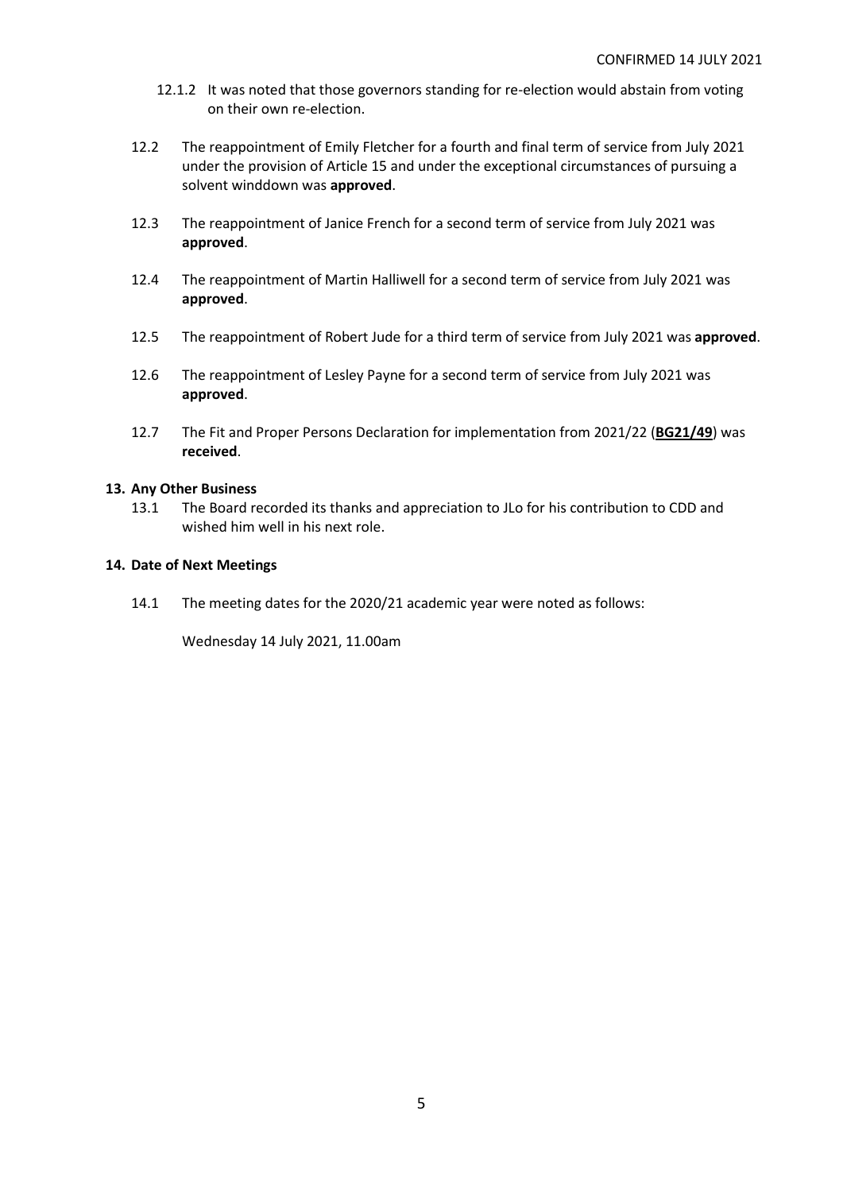12.1.2 It was noted that those governors standing for re-election would abstain from voting on their own re-election.

12.2 The reappointment of Emily Fletcher for a fourth and final term of service from July 2021 under the provision of Article 15 and under the exceptional circumstances of pursuing a solvent winddown was **approved**.

12.3 The reappointment of Janice French for a second term of service from July 2021 was **approved**.

12.4 The reappointment of Martin Halliwell for a second term of service from July 2021 was **approved**.

12.5 The reappointment of Robert Jude for a third term of service from July 2021 was **approved**.

12.6 The reappointment of Lesley Payne for a second term of service from July 2021 was **approved**.

12.7 The Fit and Proper Persons Declaration for implementation from 2021/22 (**BG21/49**) was **received**.

**13. Any Other Business**

13.1 The Board recorded its thanks and appreciation to JLo for his contribution to CDD and wished him well in his next role.

**14. Date of Next Meetings**

14.1 The meeting dates for the 2020/21 academic year were noted as follows:

Wednesday 14 July 2021, 11.00am